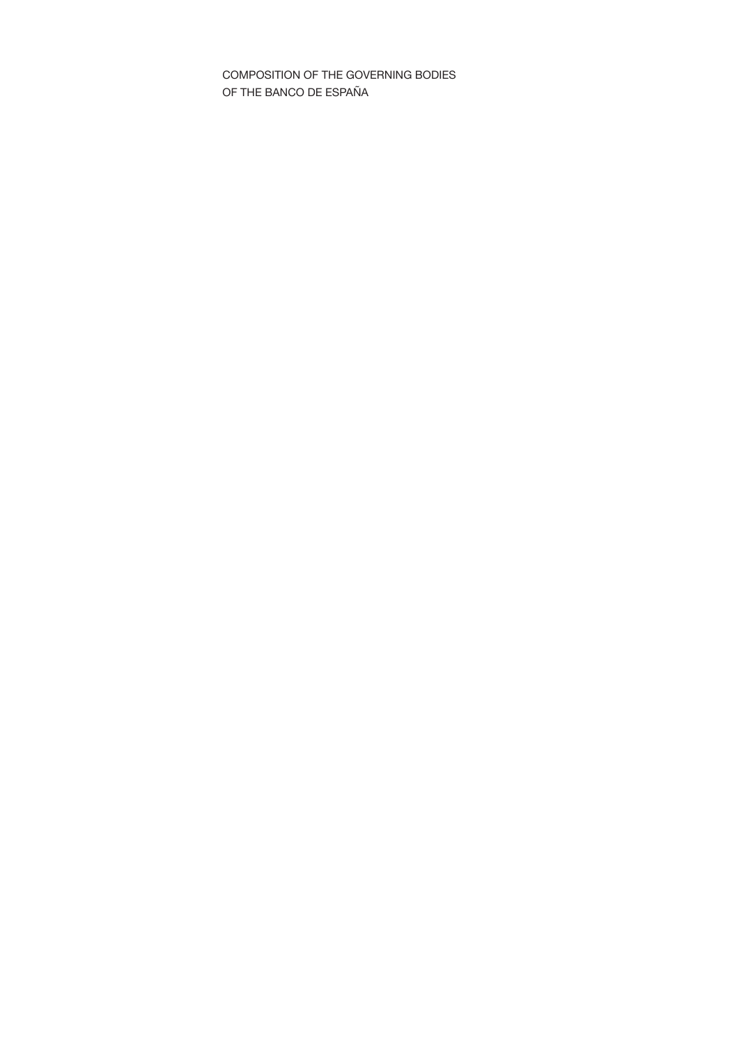# COMPOSITION OF THE GOVERNING BODIES OF THE BANCO DE ESPAÑA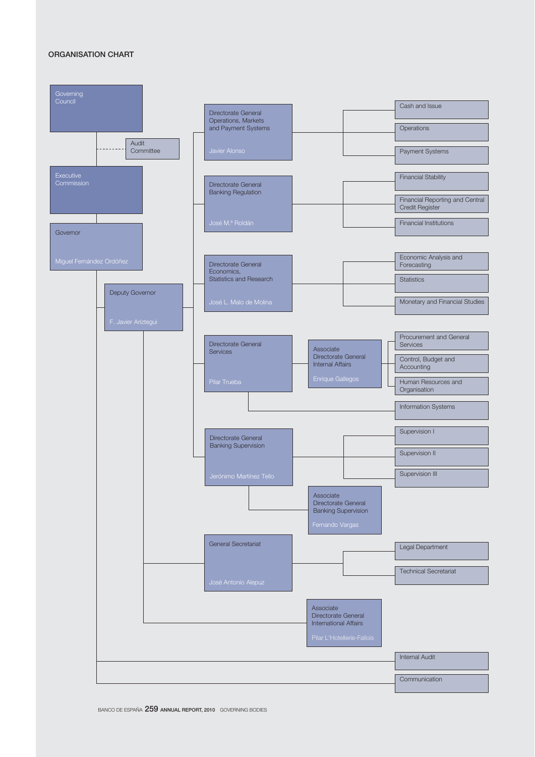## ORGANISATION CHART

- **Governing Council**
  - Audit Committee
- **Executive Commission**
- **Governor** — Miguel Fernández Ordóñez
  - **Deputy Governor** — F. Javier Arízteguі
    - **Directorate General Operations, Markets and Payment Systems** — Javier Alonso
      - Cash and Issue
      - Operations
      - Payment Systems
    - **Directorate General Banking Regulation** — José M.ª Roldán
      - Financial Stability
      - Financial Reporting and Central Credit Register
      - Financial Institutions
    - **Directorate General Economics, Statistics and Research** — José L. Malo de Molina
      - Economic Analysis and Forecasting
      - Statistics
      - Monetary and Financial Studies
    - **Directorate General Services** — Pilar Trueba
      - **Associate Directorate General Internal Affairs** — Enrique Gallegos
        - Procurement and General Services
        - Control, Budget and Accounting
        - Human Resources and Organisation
      - Information Systems
    - **Directorate General Banking Supervision** — Jerónimo Martínez Tello
      - Supervision I
      - Supervision II
      - Supervision III
      - **Associate Directorate General Banking Supervision** — Fernando Vargas
    - **General Secretariat** — José Antonio Alepuz
      - Legal Department
      - Technical Secretariat
    - **Associate Directorate General International Affairs** — Pilar L'Hotellerie-Fallois
  - Internal Audit
  - Communication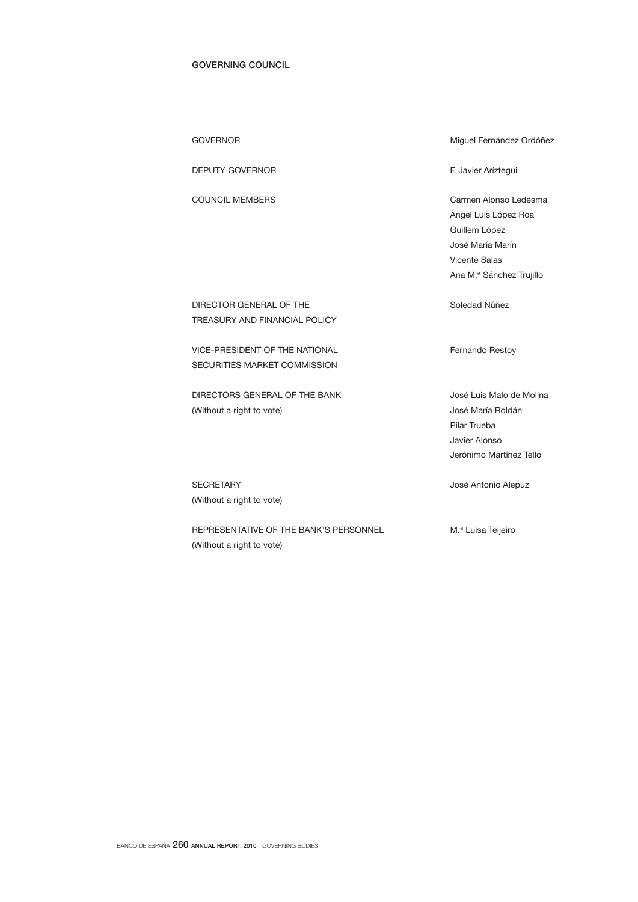## GOVERNING COUNCIL

| | |
|---|---|
| GOVERNOR | Miguel Fernández Ordóñez |
| DEPUTY GOVERNOR | F. Javier Aríztegui |
| COUNCIL MEMBERS | Carmen Alonso Ledesma<br>Ángel Luis López Roa<br>Guillem López<br>José María Marín<br>Vicente Salas<br>Ana M.ª Sánchez Trujillo |
| DIRECTOR GENERAL OF THE TREASURY AND FINANCIAL POLICY | Soledad Núñez |
| VICE-PRESIDENT OF THE NATIONAL SECURITIES MARKET COMMISSION | Fernando Restoy |
| DIRECTORS GENERAL OF THE BANK (Without a right to vote) | José Luis Malo de Molina<br>José María Roldán<br>Pilar Trueba<br>Javier Alonso<br>Jerónimo Martínez Tello |
| SECRETARY (Without a right to vote) | José Antonio Alepuz |
| REPRESENTATIVE OF THE BANK'S PERSONNEL (Without a right to vote) | M.ª Luisa Teijeiro |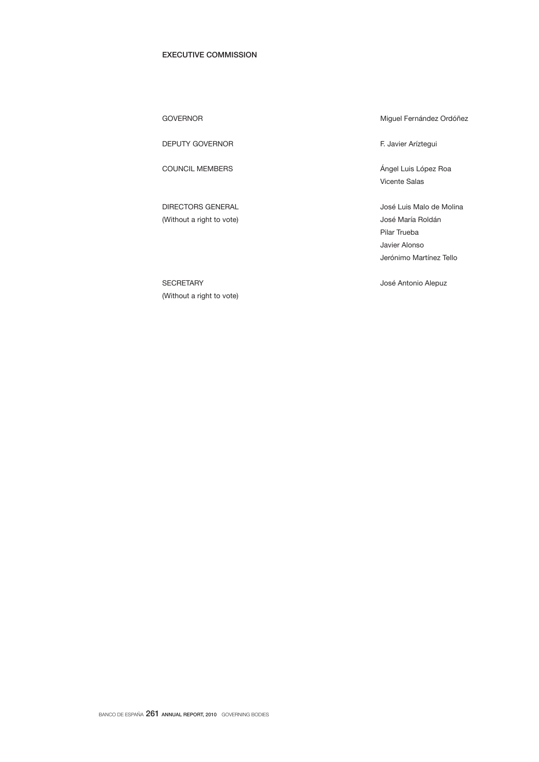# EXECUTIVE COMMISSION

| | |
|---|---|
| GOVERNOR | Miguel Fernández Ordóñez |
| DEPUTY GOVERNOR | F. Javier Aríztegui |
| COUNCIL MEMBERS | Ángel Luis López Roa<br>Vicente Salas |
| DIRECTORS GENERAL<br>(Without a right to vote) | José Luis Malo de Molina<br>José María Roldán<br>Pilar Trueba<br>Javier Alonso<br>Jerónimo Martínez Tello |
| SECRETARY<br>(Without a right to vote) | José Antonio Alepuz |